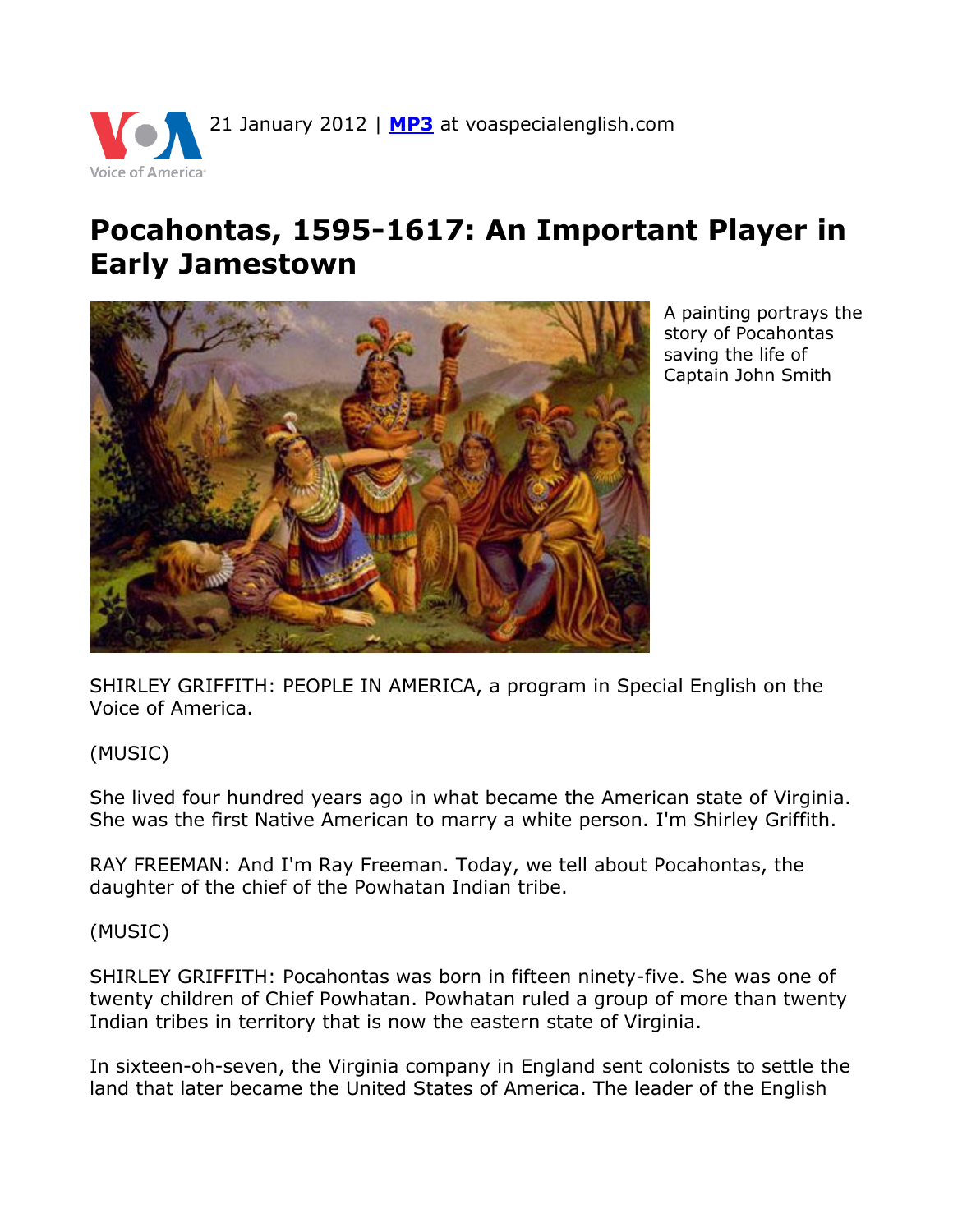21 January 2012 | **MP3** at voaspecialenglish.com

# Pocahontas, 1595-1617: An Important Player in Early Jamestown

A painting portrays the story of Pocahontas saving the life of Captain John Smith

SHIRLEY GRIFFITH: PEOPLE IN AMERICA, a program in Special English on the Voice of America.

(MUSIC)

She lived four hundred years ago in what became the American state of Virginia. She was the first Native American to marry a white person. I'm Shirley Griffith.

RAY FREEMAN: And I'm Ray Freeman. Today, we tell about Pocahontas, the daughter of the chief of the Powhatan Indian tribe.

(MUSIC)

SHIRLEY GRIFFITH: Pocahontas was born in fifteen ninety-five. She was one of twenty children of Chief Powhatan. Powhatan ruled a group of more than twenty Indian tribes in territory that is now the eastern state of Virginia.

In sixteen-oh-seven, the Virginia company in England sent colonists to settle the land that later became the United States of America. The leader of the English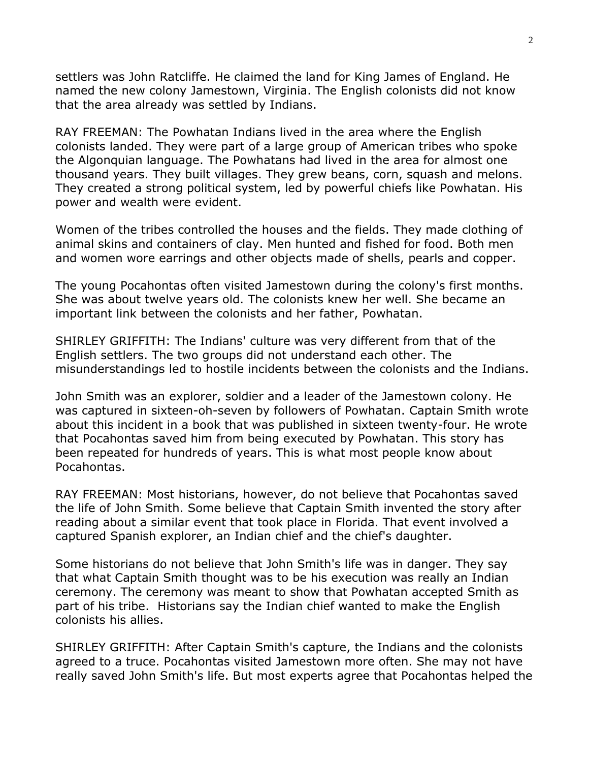settlers was John Ratcliffe. He claimed the land for King James of England. He named the new colony Jamestown, Virginia. The English colonists did not know that the area already was settled by Indians.

RAY FREEMAN: The Powhatan Indians lived in the area where the English colonists landed. They were part of a large group of American tribes who spoke the Algonquian language. The Powhatans had lived in the area for almost one thousand years. They built villages. They grew beans, corn, squash and melons. They created a strong political system, led by powerful chiefs like Powhatan. His power and wealth were evident.

Women of the tribes controlled the houses and the fields. They made clothing of animal skins and containers of clay. Men hunted and fished for food. Both men and women wore earrings and other objects made of shells, pearls and copper.

The young Pocahontas often visited Jamestown during the colony's first months. She was about twelve years old. The colonists knew her well. She became an important link between the colonists and her father, Powhatan.

SHIRLEY GRIFFITH: The Indians' culture was very different from that of the English settlers. The two groups did not understand each other. The misunderstandings led to hostile incidents between the colonists and the Indians.

John Smith was an explorer, soldier and a leader of the Jamestown colony. He was captured in sixteen-oh-seven by followers of Powhatan. Captain Smith wrote about this incident in a book that was published in sixteen twenty-four. He wrote that Pocahontas saved him from being executed by Powhatan. This story has been repeated for hundreds of years. This is what most people know about Pocahontas.

RAY FREEMAN: Most historians, however, do not believe that Pocahontas saved the life of John Smith. Some believe that Captain Smith invented the story after reading about a similar event that took place in Florida. That event involved a captured Spanish explorer, an Indian chief and the chief's daughter.

Some historians do not believe that John Smith's life was in danger. They say that what Captain Smith thought was to be his execution was really an Indian ceremony. The ceremony was meant to show that Powhatan accepted Smith as part of his tribe. Historians say the Indian chief wanted to make the English colonists his allies.

SHIRLEY GRIFFITH: After Captain Smith's capture, the Indians and the colonists agreed to a truce. Pocahontas visited Jamestown more often. She may not have really saved John Smith's life. But most experts agree that Pocahontas helped the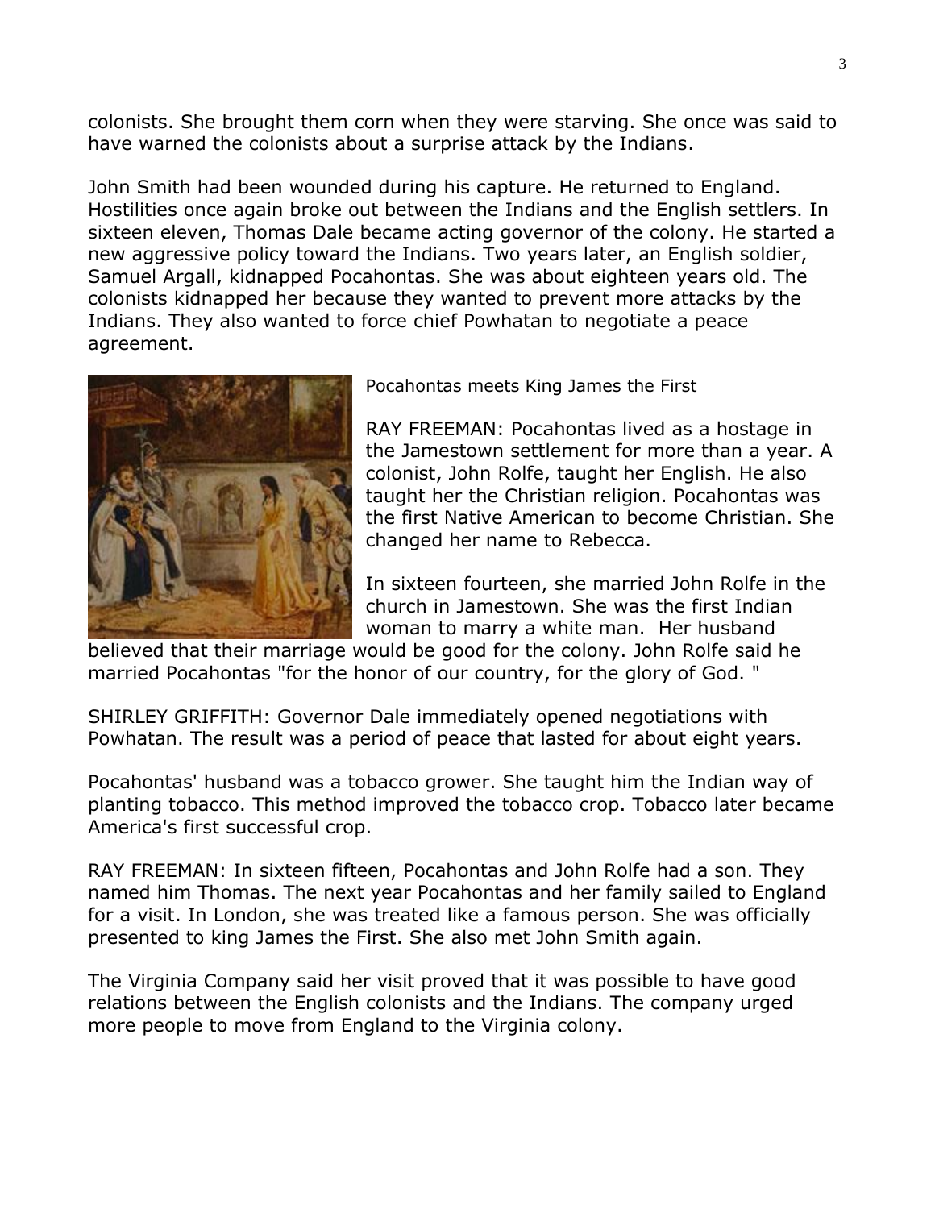colonists. She brought them corn when they were starving. She once was said to have warned the colonists about a surprise attack by the Indians.

John Smith had been wounded during his capture. He returned to England. Hostilities once again broke out between the Indians and the English settlers. In sixteen eleven, Thomas Dale became acting governor of the colony. He started a new aggressive policy toward the Indians. Two years later, an English soldier, Samuel Argall, kidnapped Pocahontas. She was about eighteen years old. The colonists kidnapped her because they wanted to prevent more attacks by the Indians. They also wanted to force chief Powhatan to negotiate a peace agreement.

Pocahontas meets King James the First

RAY FREEMAN: Pocahontas lived as a hostage in the Jamestown settlement for more than a year. A colonist, John Rolfe, taught her English. He also taught her the Christian religion. Pocahontas was the first Native American to become Christian. She changed her name to Rebecca.

In sixteen fourteen, she married John Rolfe in the church in Jamestown. She was the first Indian woman to marry a white man. Her husband believed that their marriage would be good for the colony. John Rolfe said he married Pocahontas "for the honor of our country, for the glory of God. "

SHIRLEY GRIFFITH: Governor Dale immediately opened negotiations with Powhatan. The result was a period of peace that lasted for about eight years.

Pocahontas' husband was a tobacco grower. She taught him the Indian way of planting tobacco. This method improved the tobacco crop. Tobacco later became America's first successful crop.

RAY FREEMAN: In sixteen fifteen, Pocahontas and John Rolfe had a son. They named him Thomas. The next year Pocahontas and her family sailed to England for a visit. In London, she was treated like a famous person. She was officially presented to king James the First. She also met John Smith again.

The Virginia Company said her visit proved that it was possible to have good relations between the English colonists and the Indians. The company urged more people to move from England to the Virginia colony.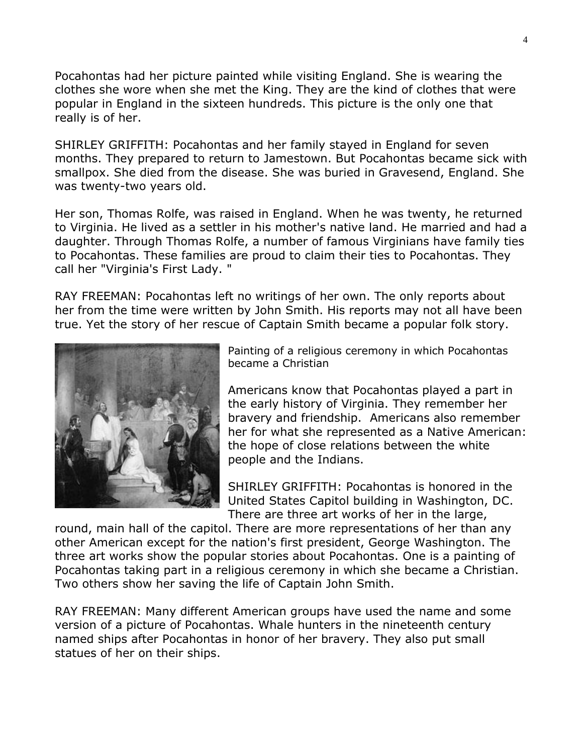Pocahontas had her picture painted while visiting England. She is wearing the clothes she wore when she met the King. They are the kind of clothes that were popular in England in the sixteen hundreds. This picture is the only one that really is of her.

SHIRLEY GRIFFITH: Pocahontas and her family stayed in England for seven months. They prepared to return to Jamestown. But Pocahontas became sick with smallpox. She died from the disease. She was buried in Gravesend, England. She was twenty-two years old.

Her son, Thomas Rolfe, was raised in England. When he was twenty, he returned to Virginia. He lived as a settler in his mother's native land. He married and had a daughter. Through Thomas Rolfe, a number of famous Virginians have family ties to Pocahontas. These families are proud to claim their ties to Pocahontas. They call her "Virginia's First Lady. "

RAY FREEMAN: Pocahontas left no writings of her own. The only reports about her from the time were written by John Smith. His reports may not all have been true. Yet the story of her rescue of Captain Smith became a popular folk story.

Painting of a religious ceremony in which Pocahontas became a Christian

Americans know that Pocahontas played a part in the early history of Virginia. They remember her bravery and friendship. Americans also remember her for what she represented as a Native American: the hope of close relations between the white people and the Indians.

SHIRLEY GRIFFITH: Pocahontas is honored in the United States Capitol building in Washington, DC. There are three art works of her in the large, round, main hall of the capitol. There are more representations of her than any other American except for the nation's first president, George Washington. The three art works show the popular stories about Pocahontas. One is a painting of Pocahontas taking part in a religious ceremony in which she became a Christian. Two others show her saving the life of Captain John Smith.

RAY FREEMAN: Many different American groups have used the name and some version of a picture of Pocahontas. Whale hunters in the nineteenth century named ships after Pocahontas in honor of her bravery. They also put small statues of her on their ships.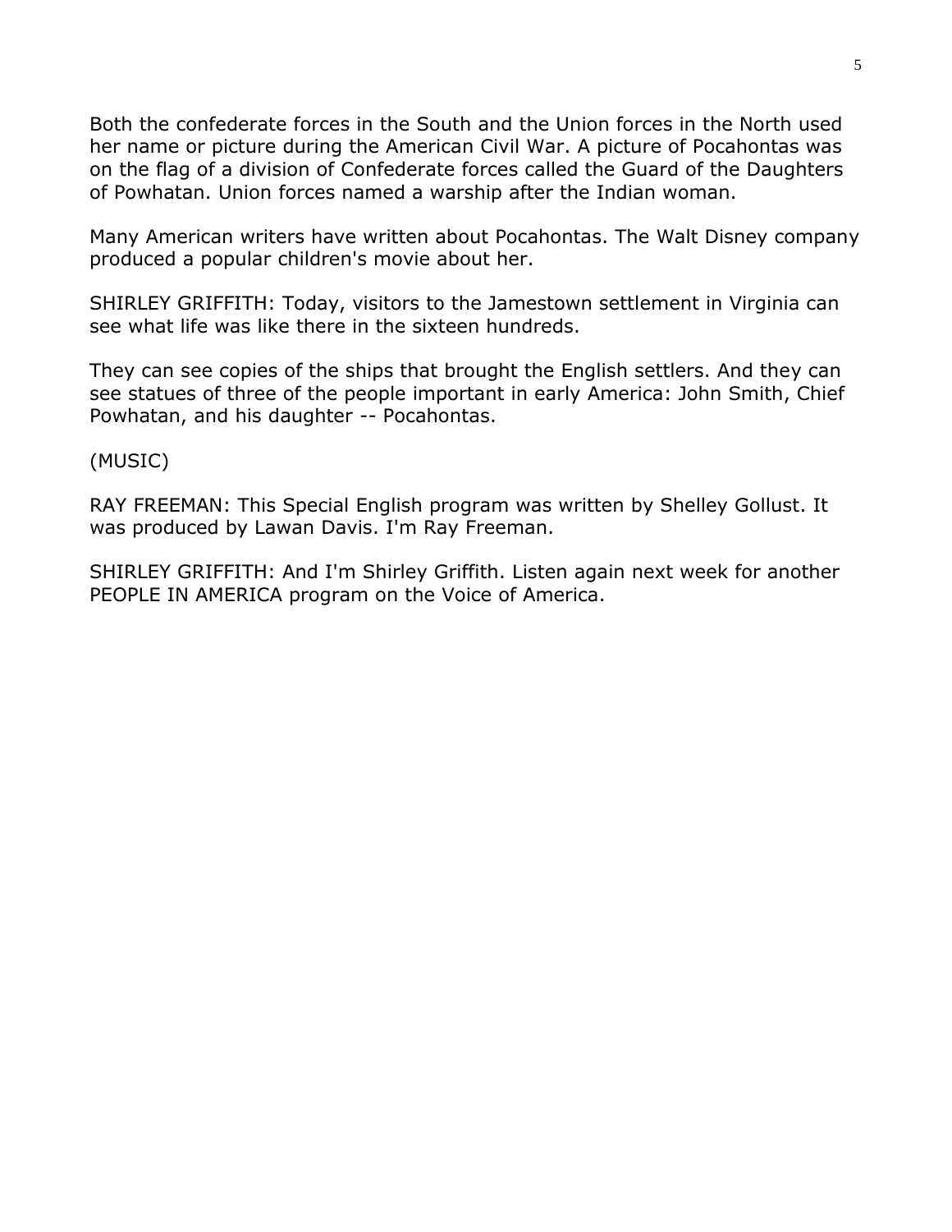Both the confederate forces in the South and the Union forces in the North used her name or picture during the American Civil War. A picture of Pocahontas was on the flag of a division of Confederate forces called the Guard of the Daughters of Powhatan. Union forces named a warship after the Indian woman.

Many American writers have written about Pocahontas. The Walt Disney company produced a popular children's movie about her.

SHIRLEY GRIFFITH: Today, visitors to the Jamestown settlement in Virginia can see what life was like there in the sixteen hundreds.

They can see copies of the ships that brought the English settlers. And they can see statues of three of the people important in early America: John Smith, Chief Powhatan, and his daughter -- Pocahontas.

(MUSIC)

RAY FREEMAN: This Special English program was written by Shelley Gollust. It was produced by Lawan Davis. I'm Ray Freeman.

SHIRLEY GRIFFITH: And I'm Shirley Griffith. Listen again next week for another PEOPLE IN AMERICA program on the Voice of America.